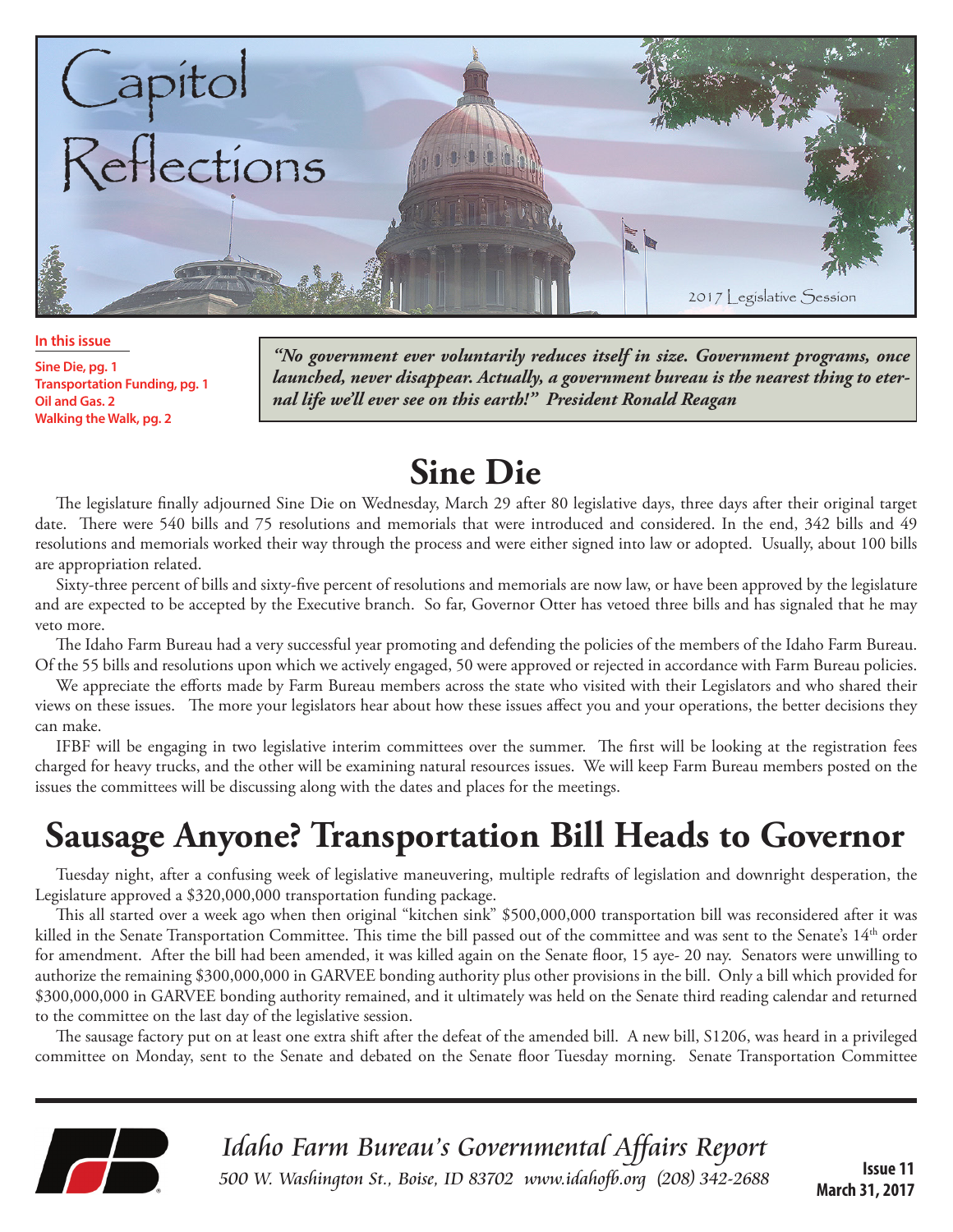# Capitol Reflections

2017 Legislative Session

**In this issue**

**Sine Die, pg. 1**
**Transportation Funding, pg. 1**
**Oil and Gas. 2**
**Walking the Walk, pg. 2**

***"No government ever voluntarily reduces itself in size. Government programs, once launched, never disappear. Actually, a government bureau is the nearest thing to eternal life we'll ever see on this earth!" President Ronald Reagan***

## Sine Die

The legislature finally adjourned Sine Die on Wednesday, March 29 after 80 legislative days, three days after their original target date. There were 540 bills and 75 resolutions and memorials that were introduced and considered. In the end, 342 bills and 49 resolutions and memorials worked their way through the process and were either signed into law or adopted. Usually, about 100 bills are appropriation related.

Sixty-three percent of bills and sixty-five percent of resolutions and memorials are now law, or have been approved by the legislature and are expected to be accepted by the Executive branch. So far, Governor Otter has vetoed three bills and has signaled that he may veto more.

The Idaho Farm Bureau had a very successful year promoting and defending the policies of the members of the Idaho Farm Bureau. Of the 55 bills and resolutions upon which we actively engaged, 50 were approved or rejected in accordance with Farm Bureau policies.

We appreciate the efforts made by Farm Bureau members across the state who visited with their Legislators and who shared their views on these issues. The more your legislators hear about how these issues affect you and your operations, the better decisions they can make.

IFBF will be engaging in two legislative interim committees over the summer. The first will be looking at the registration fees charged for heavy trucks, and the other will be examining natural resources issues. We will keep Farm Bureau members posted on the issues the committees will be discussing along with the dates and places for the meetings.

## Sausage Anyone? Transportation Bill Heads to Governor

Tuesday night, after a confusing week of legislative maneuvering, multiple redrafts of legislation and downright desperation, the Legislature approved a $320,000,000 transportation funding package.

This all started over a week ago when then original "kitchen sink" $500,000,000 transportation bill was reconsidered after it was killed in the Senate Transportation Committee. This time the bill passed out of the committee and was sent to the Senate's 14th order for amendment. After the bill had been amended, it was killed again on the Senate floor, 15 aye- 20 nay. Senators were unwilling to authorize the remaining $300,000,000 in GARVEE bonding authority plus other provisions in the bill. Only a bill which provided for $300,000,000 in GARVEE bonding authority remained, and it ultimately was held on the Senate third reading calendar and returned to the committee on the last day of the legislative session.

The sausage factory put on at least one extra shift after the defeat of the amended bill. A new bill, S1206, was heard in a privileged committee on Monday, sent to the Senate and debated on the Senate floor Tuesday morning. Senate Transportation Committee

*Idaho Farm Bureau's Governmental Affairs Report*
*500 W. Washington St., Boise, ID 83702 www.idahofb.org (208) 342-2688*

**Issue 11**
**March 31, 2017**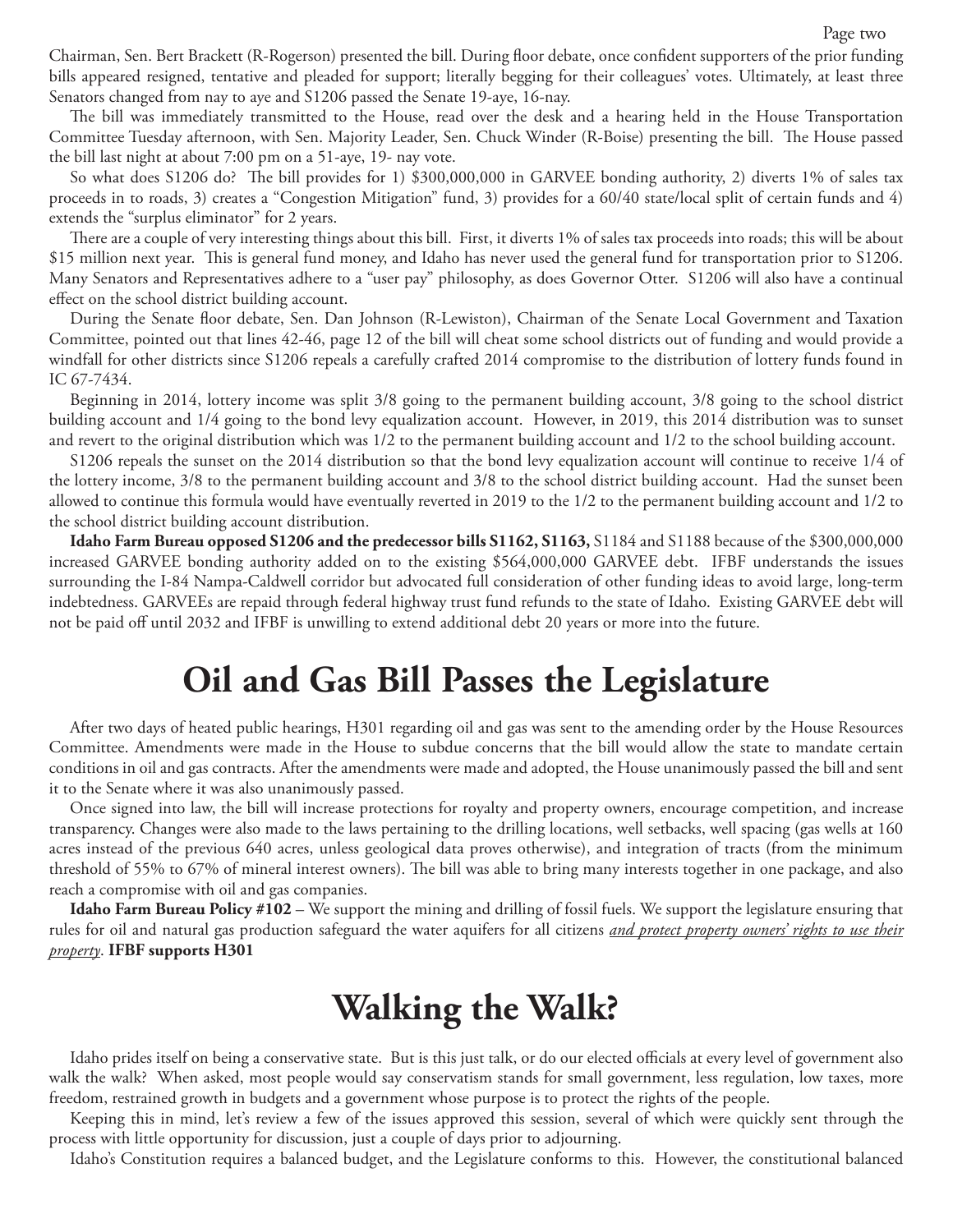Chairman, Sen. Bert Brackett (R-Rogerson) presented the bill. During floor debate, once confident supporters of the prior funding bills appeared resigned, tentative and pleaded for support; literally begging for their colleagues' votes. Ultimately, at least three Senators changed from nay to aye and S1206 passed the Senate 19-aye, 16-nay.

The bill was immediately transmitted to the House, read over the desk and a hearing held in the House Transportation Committee Tuesday afternoon, with Sen. Majority Leader, Sen. Chuck Winder (R-Boise) presenting the bill. The House passed the bill last night at about 7:00 pm on a 51-aye, 19- nay vote.

So what does S1206 do? The bill provides for 1) $300,000,000 in GARVEE bonding authority, 2) diverts 1% of sales tax proceeds in to roads, 3) creates a "Congestion Mitigation" fund, 3) provides for a 60/40 state/local split of certain funds and 4) extends the "surplus eliminator" for 2 years.

There are a couple of very interesting things about this bill. First, it diverts 1% of sales tax proceeds into roads; this will be about $15 million next year. This is general fund money, and Idaho has never used the general fund for transportation prior to S1206. Many Senators and Representatives adhere to a "user pay" philosophy, as does Governor Otter. S1206 will also have a continual effect on the school district building account.

During the Senate floor debate, Sen. Dan Johnson (R-Lewiston), Chairman of the Senate Local Government and Taxation Committee, pointed out that lines 42-46, page 12 of the bill will cheat some school districts out of funding and would provide a windfall for other districts since S1206 repeals a carefully crafted 2014 compromise to the distribution of lottery funds found in IC 67-7434.

Beginning in 2014, lottery income was split 3/8 going to the permanent building account, 3/8 going to the school district building account and 1/4 going to the bond levy equalization account. However, in 2019, this 2014 distribution was to sunset and revert to the original distribution which was 1/2 to the permanent building account and 1/2 to the school building account.

S1206 repeals the sunset on the 2014 distribution so that the bond levy equalization account will continue to receive 1/4 of the lottery income, 3/8 to the permanent building account and 3/8 to the school district building account. Had the sunset been allowed to continue this formula would have eventually reverted in 2019 to the 1/2 to the permanent building account and 1/2 to the school district building account distribution.

**Idaho Farm Bureau opposed S1206 and the predecessor bills S1162, S1163,** S1184 and S1188 because of the $300,000,000 increased GARVEE bonding authority added on to the existing $564,000,000 GARVEE debt. IFBF understands the issues surrounding the I-84 Nampa-Caldwell corridor but advocated full consideration of other funding ideas to avoid large, long-term indebtedness. GARVEEs are repaid through federal highway trust fund refunds to the state of Idaho. Existing GARVEE debt will not be paid off until 2032 and IFBF is unwilling to extend additional debt 20 years or more into the future.

# Oil and Gas Bill Passes the Legislature

After two days of heated public hearings, H301 regarding oil and gas was sent to the amending order by the House Resources Committee. Amendments were made in the House to subdue concerns that the bill would allow the state to mandate certain conditions in oil and gas contracts. After the amendments were made and adopted, the House unanimously passed the bill and sent it to the Senate where it was also unanimously passed.

Once signed into law, the bill will increase protections for royalty and property owners, encourage competition, and increase transparency. Changes were also made to the laws pertaining to the drilling locations, well setbacks, well spacing (gas wells at 160 acres instead of the previous 640 acres, unless geological data proves otherwise), and integration of tracts (from the minimum threshold of 55% to 67% of mineral interest owners). The bill was able to bring many interests together in one package, and also reach a compromise with oil and gas companies.

**Idaho Farm Bureau Policy #102** – We support the mining and drilling of fossil fuels. We support the legislature ensuring that rules for oil and natural gas production safeguard the water aquifers for all citizens *and protect property owners' rights to use their property*. **IFBF supports H301**

# Walking the Walk?

Idaho prides itself on being a conservative state. But is this just talk, or do our elected officials at every level of government also walk the walk? When asked, most people would say conservatism stands for small government, less regulation, low taxes, more freedom, restrained growth in budgets and a government whose purpose is to protect the rights of the people.

Keeping this in mind, let's review a few of the issues approved this session, several of which were quickly sent through the process with little opportunity for discussion, just a couple of days prior to adjourning.

Idaho's Constitution requires a balanced budget, and the Legislature conforms to this. However, the constitutional balanced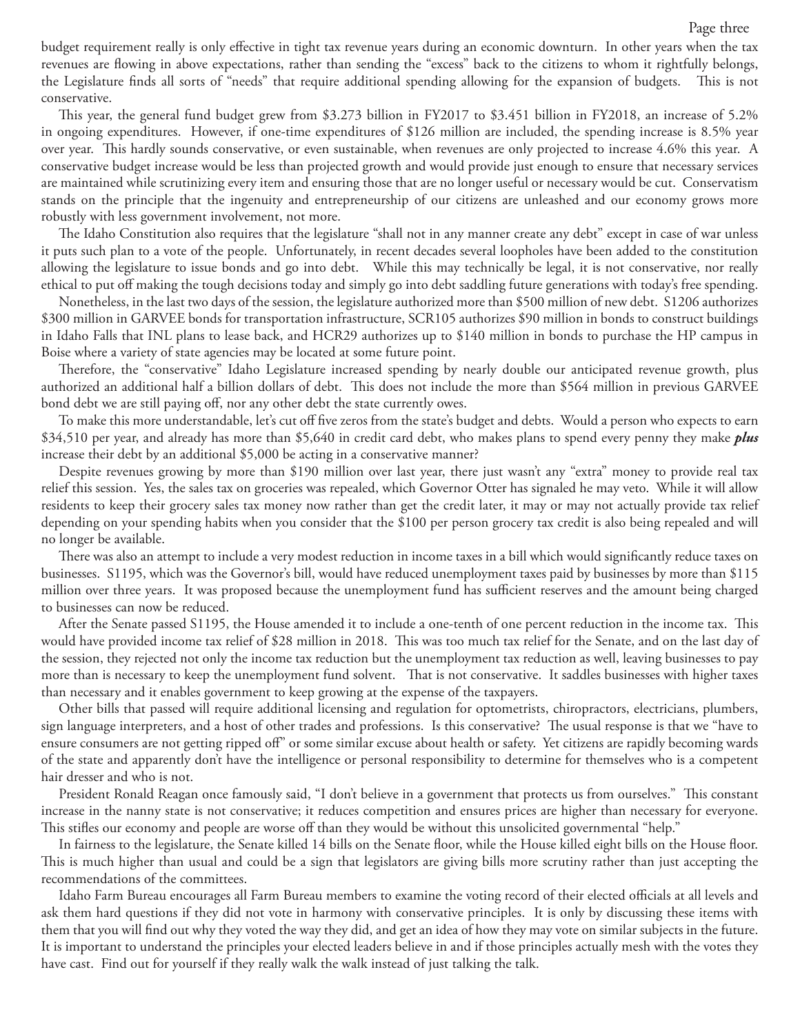budget requirement really is only effective in tight tax revenue years during an economic downturn. In other years when the tax revenues are flowing in above expectations, rather than sending the "excess" back to the citizens to whom it rightfully belongs, the Legislature finds all sorts of "needs" that require additional spending allowing for the expansion of budgets. This is not conservative.

This year, the general fund budget grew from $3.273 billion in FY2017 to $3.451 billion in FY2018, an increase of 5.2% in ongoing expenditures. However, if one-time expenditures of $126 million are included, the spending increase is 8.5% year over year. This hardly sounds conservative, or even sustainable, when revenues are only projected to increase 4.6% this year. A conservative budget increase would be less than projected growth and would provide just enough to ensure that necessary services are maintained while scrutinizing every item and ensuring those that are no longer useful or necessary would be cut. Conservatism stands on the principle that the ingenuity and entrepreneurship of our citizens are unleashed and our economy grows more robustly with less government involvement, not more.

The Idaho Constitution also requires that the legislature "shall not in any manner create any debt" except in case of war unless it puts such plan to a vote of the people. Unfortunately, in recent decades several loopholes have been added to the constitution allowing the legislature to issue bonds and go into debt. While this may technically be legal, it is not conservative, nor really ethical to put off making the tough decisions today and simply go into debt saddling future generations with today's free spending.

Nonetheless, in the last two days of the session, the legislature authorized more than $500 million of new debt. S1206 authorizes $300 million in GARVEE bonds for transportation infrastructure, SCR105 authorizes $90 million in bonds to construct buildings in Idaho Falls that INL plans to lease back, and HCR29 authorizes up to $140 million in bonds to purchase the HP campus in Boise where a variety of state agencies may be located at some future point.

Therefore, the "conservative" Idaho Legislature increased spending by nearly double our anticipated revenue growth, plus authorized an additional half a billion dollars of debt. This does not include the more than $564 million in previous GARVEE bond debt we are still paying off, nor any other debt the state currently owes.

To make this more understandable, let's cut off five zeros from the state's budget and debts. Would a person who expects to earn $34,510 per year, and already has more than $5,640 in credit card debt, who makes plans to spend every penny they make ***plus*** increase their debt by an additional $5,000 be acting in a conservative manner?

Despite revenues growing by more than $190 million over last year, there just wasn't any "extra" money to provide real tax relief this session. Yes, the sales tax on groceries was repealed, which Governor Otter has signaled he may veto. While it will allow residents to keep their grocery sales tax money now rather than get the credit later, it may or may not actually provide tax relief depending on your spending habits when you consider that the $100 per person grocery tax credit is also being repealed and will no longer be available.

There was also an attempt to include a very modest reduction in income taxes in a bill which would significantly reduce taxes on businesses. S1195, which was the Governor's bill, would have reduced unemployment taxes paid by businesses by more than $115 million over three years. It was proposed because the unemployment fund has sufficient reserves and the amount being charged to businesses can now be reduced.

After the Senate passed S1195, the House amended it to include a one-tenth of one percent reduction in the income tax. This would have provided income tax relief of $28 million in 2018. This was too much tax relief for the Senate, and on the last day of the session, they rejected not only the income tax reduction but the unemployment tax reduction as well, leaving businesses to pay more than is necessary to keep the unemployment fund solvent. That is not conservative. It saddles businesses with higher taxes than necessary and it enables government to keep growing at the expense of the taxpayers.

Other bills that passed will require additional licensing and regulation for optometrists, chiropractors, electricians, plumbers, sign language interpreters, and a host of other trades and professions. Is this conservative? The usual response is that we "have to ensure consumers are not getting ripped off" or some similar excuse about health or safety. Yet citizens are rapidly becoming wards of the state and apparently don't have the intelligence or personal responsibility to determine for themselves who is a competent hair dresser and who is not.

President Ronald Reagan once famously said, "I don't believe in a government that protects us from ourselves." This constant increase in the nanny state is not conservative; it reduces competition and ensures prices are higher than necessary for everyone. This stifles our economy and people are worse off than they would be without this unsolicited governmental "help."

In fairness to the legislature, the Senate killed 14 bills on the Senate floor, while the House killed eight bills on the House floor. This is much higher than usual and could be a sign that legislators are giving bills more scrutiny rather than just accepting the recommendations of the committees.

Idaho Farm Bureau encourages all Farm Bureau members to examine the voting record of their elected officials at all levels and ask them hard questions if they did not vote in harmony with conservative principles. It is only by discussing these items with them that you will find out why they voted the way they did, and get an idea of how they may vote on similar subjects in the future. It is important to understand the principles your elected leaders believe in and if those principles actually mesh with the votes they have cast. Find out for yourself if they really walk the walk instead of just talking the talk.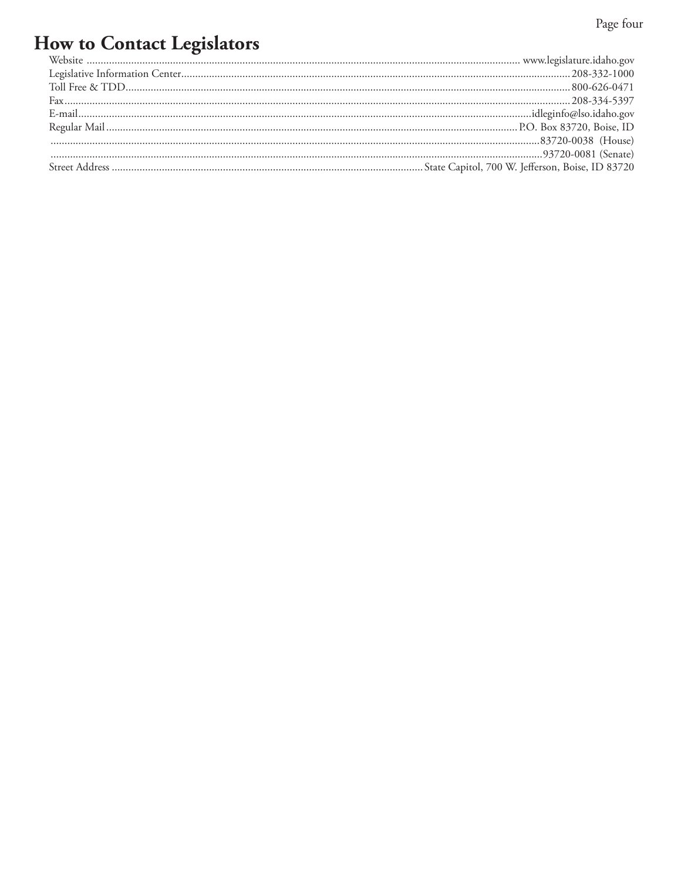# How to Contact Legislators

| | |
|---|---|
| Website | www.legislature.idaho.gov |
| Legislative Information Center | 208-332-1000 |
| Toll Free & TDD | 800-626-0471 |
| Fax | 208-334-5397 |
| E-mail | idleginfo@lso.idaho.gov |
| Regular Mail | P.O. Box 83720, Boise, ID |
| | 83720-0038 (House) |
| | 93720-0081 (Senate) |
| Street Address | State Capitol, 700 W. Jefferson, Boise, ID 83720 |